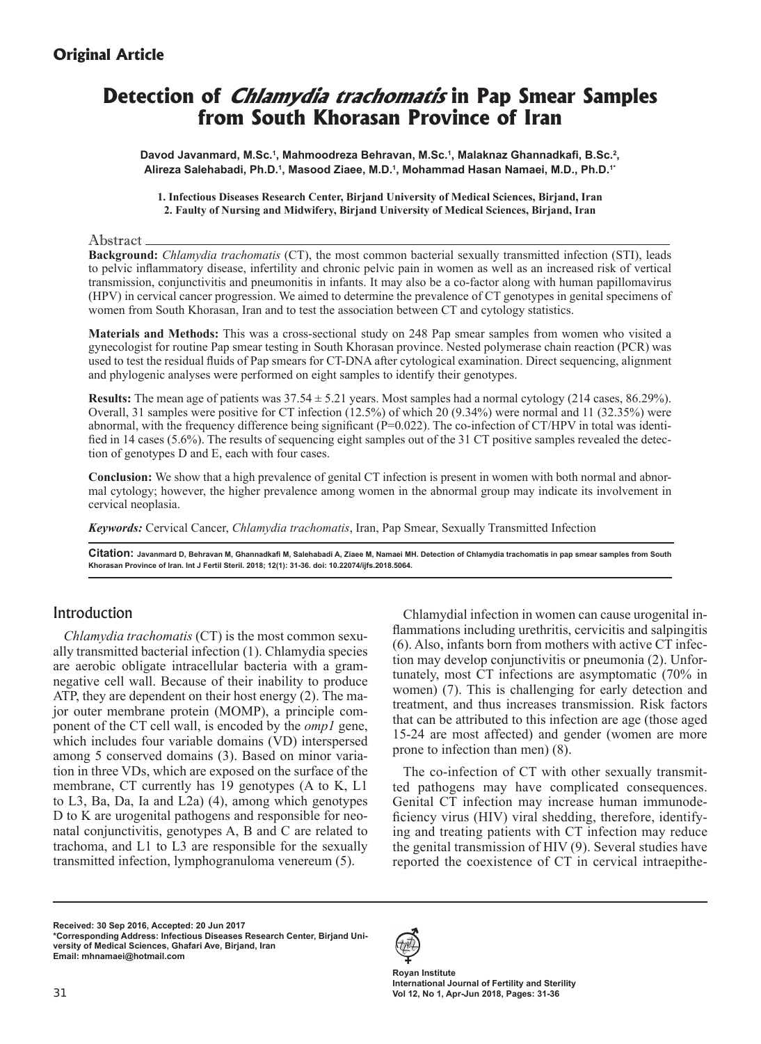## Original Article

# Detection of *Chlamydia trachomatis* in Pap Smear Samples from South Khorasan Province of Iran

**Davod Javanmard, M.Sc.[1], Mahmoodreza Behravan, M.Sc.[1], Malaknaz Ghannadkafi, B.Sc.[2], Alireza Salehabadi, Ph.D.[1], Masood Ziaee, M.D.[1], Mohammad Hasan Namaei, M.D., Ph.D.[1*]**

**1. Infectious Diseases Research Center, Birjand University of Medical Sciences, Birjand, Iran**
**2. Faulty of Nursing and Midwifery, Birjand University of Medical Sciences, Birjand, Iran**

## Abstract

**Background:** *Chlamydia trachomatis* (CT), the most common bacterial sexually transmitted infection (STI), leads to pelvic inflammatory disease, infertility and chronic pelvic pain in women as well as an increased risk of vertical transmission, conjunctivitis and pneumonitis in infants. It may also be a co-factor along with human papillomavirus (HPV) in cervical cancer progression. We aimed to determine the prevalence of CT genotypes in genital specimens of women from South Khorasan, Iran and to test the association between CT and cytology statistics.

**Materials and Methods:** This was a cross-sectional study on 248 Pap smear samples from women who visited a gynecologist for routine Pap smear testing in South Khorasan province. Nested polymerase chain reaction (PCR) was used to test the residual fluids of Pap smears for CT-DNA after cytological examination. Direct sequencing, alignment and phylogenic analyses were performed on eight samples to identify their genotypes.

**Results:** The mean age of patients was 37.54 ± 5.21 years. Most samples had a normal cytology (214 cases, 86.29%). Overall, 31 samples were positive for CT infection (12.5%) of which 20 (9.34%) were normal and 11 (32.35%) were abnormal, with the frequency difference being significant (P=0.022). The co-infection of CT/HPV in total was identified in 14 cases (5.6%). The results of sequencing eight samples out of the 31 CT positive samples revealed the detection of genotypes D and E, each with four cases.

**Conclusion:** We show that a high prevalence of genital CT infection is present in women with both normal and abnormal cytology; however, the higher prevalence among women in the abnormal group may indicate its involvement in cervical neoplasia.

***Keywords:*** Cervical Cancer, *Chlamydia trachomatis*, Iran, Pap Smear, Sexually Transmitted Infection

**Citation:** Javanmard D, Behravan M, Ghannadkafi M, Salehabadi A, Ziaee M, Namaei MH. Detection of Chlamydia trachomatis in pap smear samples from South Khorasan Province of Iran. Int J Fertil Steril. 2018; 12(1): 31-36. doi: 10.22074/ijfs.2018.5064.

## Introduction

*Chlamydia trachomatis* (CT) is the most common sexually transmitted bacterial infection (1). Chlamydia species are aerobic obligate intracellular bacteria with a gram-negative cell wall. Because of their inability to produce ATP, they are dependent on their host energy (2). The major outer membrane protein (MOMP), a principle component of the CT cell wall, is encoded by the *omp1* gene, which includes four variable domains (VD) interspersed among 5 conserved domains (3). Based on minor variation in three VDs, which are exposed on the surface of the membrane, CT currently has 19 genotypes (A to K, L1 to L3, Ba, Da, Ia and L2a) (4), among which genotypes D to K are urogenital pathogens and responsible for neonatal conjunctivitis, genotypes A, B and C are related to trachoma, and L1 to L3 are responsible for the sexually transmitted infection, lymphogranuloma venereum (5).

Chlamydial infection in women can cause urogenital inflammations including urethritis, cervicitis and salpingitis (6). Also, infants born from mothers with active CT infection may develop conjunctivitis or pneumonia (2). Unfortunately, most CT infections are asymptomatic (70% in women) (7). This is challenging for early detection and treatment, and thus increases transmission. Risk factors that can be attributed to this infection are age (those aged 15-24 are most affected) and gender (women are more prone to infection than men) (8).

The co-infection of CT with other sexually transmitted pathogens may have complicated consequences. Genital CT infection may increase human immunodeficiency virus (HIV) viral shedding, therefore, identifying and treating patients with CT infection may reduce the genital transmission of HIV (9). Several studies have reported the coexistence of CT in cervical intraepithe-

Received: 30 Sep 2016, Accepted: 20 Jun 2017
*Corresponding Address: Infectious Diseases Research Center, Birjand University of Medical Sciences, Ghafari Ave, Birjand, Iran
Email: mhnamaei@hotmail.com

Royan Institute
International Journal of Fertility and Sterility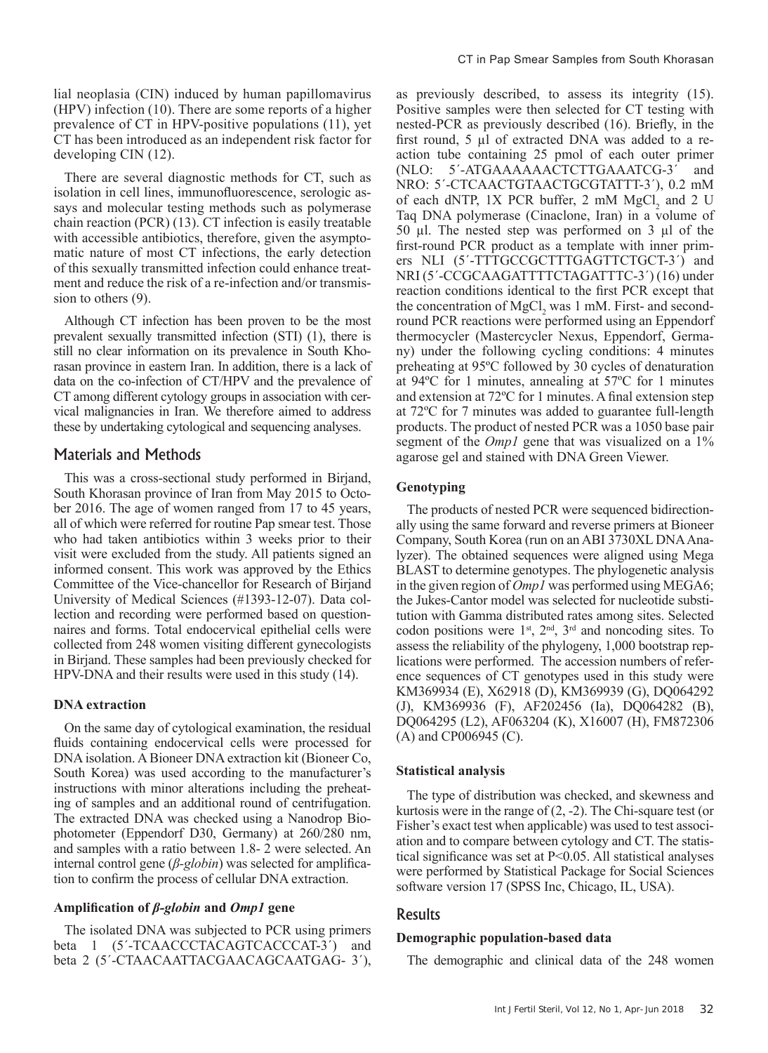lial neoplasia (CIN) induced by human papillomavirus (HPV) infection (10). There are some reports of a higher prevalence of CT in HPV-positive populations (11), yet CT has been introduced as an independent risk factor for developing CIN (12).

There are several diagnostic methods for CT, such as isolation in cell lines, immunofluorescence, serologic assays and molecular testing methods such as polymerase chain reaction (PCR) (13). CT infection is easily treatable with accessible antibiotics, therefore, given the asymptomatic nature of most CT infections, the early detection of this sexually transmitted infection could enhance treatment and reduce the risk of a re-infection and/or transmission to others (9).

Although CT infection has been proven to be the most prevalent sexually transmitted infection (STI) (1), there is still no clear information on its prevalence in South Khorasan province in eastern Iran. In addition, there is a lack of data on the co-infection of CT/HPV and the prevalence of CT among different cytology groups in association with cervical malignancies in Iran. We therefore aimed to address these by undertaking cytological and sequencing analyses.

## Materials and Methods

This was a cross-sectional study performed in Birjand, South Khorasan province of Iran from May 2015 to October 2016. The age of women ranged from 17 to 45 years, all of which were referred for routine Pap smear test. Those who had taken antibiotics within 3 weeks prior to their visit were excluded from the study. All patients signed an informed consent. This work was approved by the Ethics Committee of the Vice-chancellor for Research of Birjand University of Medical Sciences (#1393-12-07). Data collection and recording were performed based on questionnaires and forms. Total endocervical epithelial cells were collected from 248 women visiting different gynecologists in Birjand. These samples had been previously checked for HPV-DNA and their results were used in this study (14).

### DNA extraction

On the same day of cytological examination, the residual fluids containing endocervical cells were processed for DNA isolation. A Bioneer DNA extraction kit (Bioneer Co, South Korea) was used according to the manufacturer's instructions with minor alterations including the preheating of samples and an additional round of centrifugation. The extracted DNA was checked using a Nanodrop Biophotometer (Eppendorf D30, Germany) at 260/280 nm, and samples with a ratio between 1.8- 2 were selected. An internal control gene (*β-globin*) was selected for amplification to confirm the process of cellular DNA extraction.

### Amplification of *β-globin* and *Omp1* gene

The isolated DNA was subjected to PCR using primers beta 1 (5´-TCAACCCTACAGTCACCCAT-3´) and beta 2 (5´-CTAACAATTACGAACAGCAATGAG- 3´), as previously described, to assess its integrity (15). Positive samples were then selected for CT testing with nested-PCR as previously described (16). Briefly, in the first round, 5 µl of extracted DNA was added to a reaction tube containing 25 pmol of each outer primer (NLO: 5´-ATGAAAAAACTCTTGAAATCG-3´ and NRO: 5´-CTCAACTGTAACTGCGTATTT-3´), 0.2 mM of each dNTP, 1X PCR buffer, 2 mM $MgCl_2$ and 2 U Taq DNA polymerase (Cinaclone, Iran) in a volume of 50 µl. The nested step was performed on 3 µl of the first-round PCR product as a template with inner primers NLI (5´-TTTGCCGCTTTGAGTTCTGCT-3´) and NRI (5´-CCGCAAGATTTTCTAGATTTC-3´) (16) under reaction conditions identical to the first PCR except that the concentration of $MgCl_2$ was 1 mM. First- and second-round PCR reactions were performed using an Eppendorf thermocycler (Mastercycler Nexus, Eppendorf, Germany) under the following cycling conditions: 4 minutes preheating at 95ºC followed by 30 cycles of denaturation at 94ºC for 1 minutes, annealing at 57ºC for 1 minutes and extension at 72ºC for 1 minutes. A final extension step at 72ºC for 7 minutes was added to guarantee full-length products. The product of nested PCR was a 1050 base pair segment of the *Omp1* gene that was visualized on a 1% agarose gel and stained with DNA Green Viewer.

### Genotyping

The products of nested PCR were sequenced bidirectionally using the same forward and reverse primers at Bioneer Company, South Korea (run on an ABI 3730XL DNA Analyzer). The obtained sequences were aligned using Mega BLAST to determine genotypes. The phylogenetic analysis in the given region of *Omp1* was performed using MEGA6; the Jukes-Cantor model was selected for nucleotide substitution with Gamma distributed rates among sites. Selected codon positions were 1st, 2nd, 3rd and noncoding sites. To assess the reliability of the phylogeny, 1,000 bootstrap replications were performed. The accession numbers of reference sequences of CT genotypes used in this study were KM369934 (E), X62918 (D), KM369939 (G), DQ064292 (J), KM369936 (F), AF202456 (Ia), DQ064282 (B), DQ064295 (L2), AF063204 (K), X16007 (H), FM872306 (A) and CP006945 (C).

### Statistical analysis

The type of distribution was checked, and skewness and kurtosis were in the range of (2, -2). The Chi-square test (or Fisher's exact test when applicable) was used to test association and to compare between cytology and CT. The statistical significance was set at $P<0.05$. All statistical analyses were performed by Statistical Package for Social Sciences software version 17 (SPSS Inc, Chicago, IL, USA).

## Results

### Demographic population-based data

The demographic and clinical data of the 248 women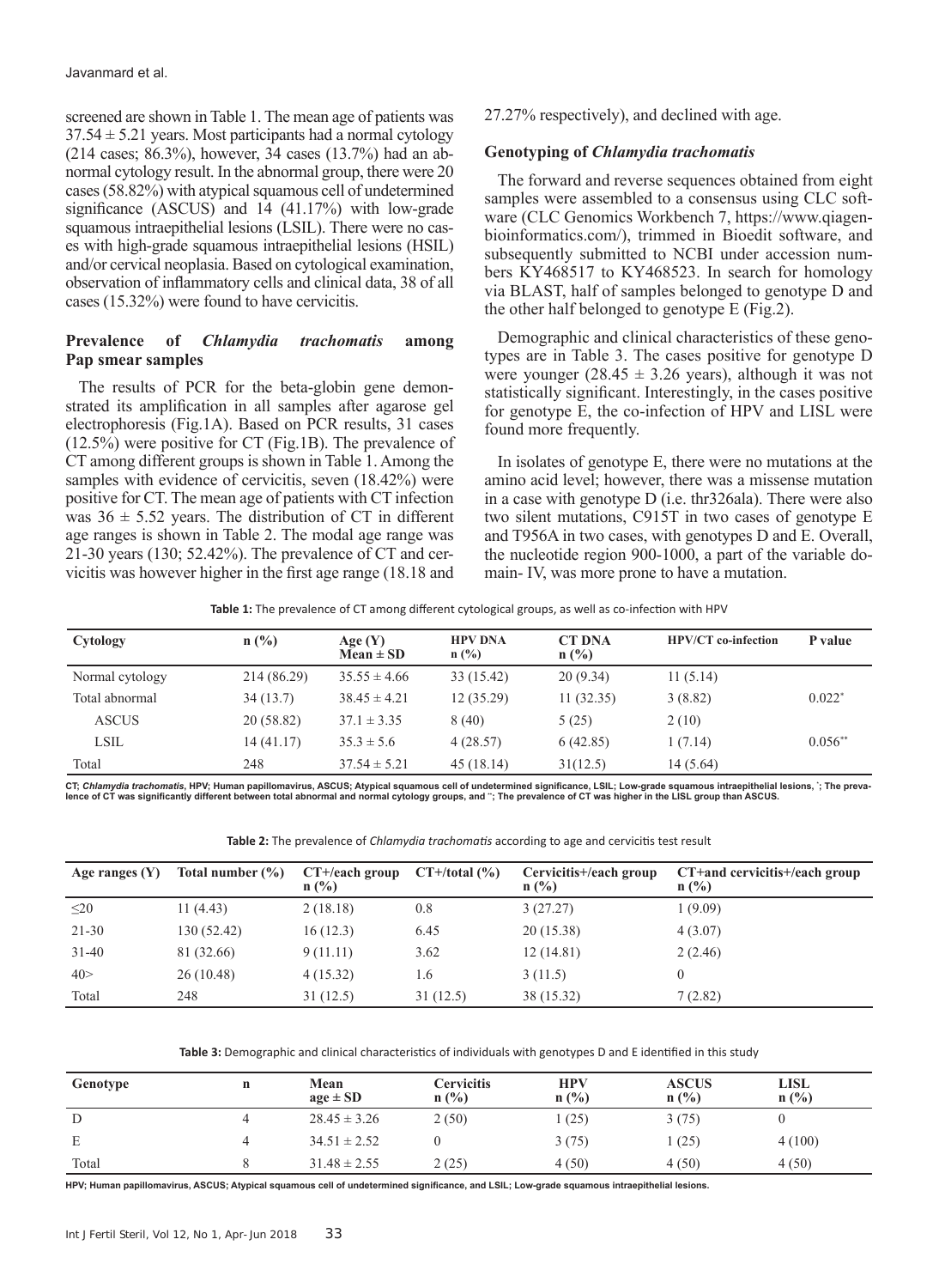screened are shown in Table 1. The mean age of patients was $37.54 \pm 5.21$ years. Most participants had a normal cytology (214 cases; 86.3%), however, 34 cases (13.7%) had an abnormal cytology result. In the abnormal group, there were 20 cases (58.82%) with atypical squamous cell of undetermined significance (ASCUS) and 14 (41.17%) with low-grade squamous intraepithelial lesions (LSIL). There were no cases with high-grade squamous intraepithelial lesions (HSIL) and/or cervical neoplasia. Based on cytological examination, observation of inflammatory cells and clinical data, 38 of all cases (15.32%) were found to have cervicitis.

### Prevalence of *Chlamydia trachomatis* among Pap smear samples

The results of PCR for the beta-globin gene demonstrated its amplification in all samples after agarose gel electrophoresis (Fig.1A). Based on PCR results, 31 cases (12.5%) were positive for CT (Fig.1B). The prevalence of CT among different groups is shown in Table 1. Among the samples with evidence of cervicitis, seven (18.42%) were positive for CT. The mean age of patients with CT infection was $36 \pm 5.52$ years. The distribution of CT in different age ranges is shown in Table 2. The modal age range was 21-30 years (130; 52.42%). The prevalence of CT and cervicitis was however higher in the first age range (18.18 and 27.27% respectively), and declined with age.

### Genotyping of *Chlamydia trachomatis*

The forward and reverse sequences obtained from eight samples were assembled to a consensus using CLC software (CLC Genomics Workbench 7, https://www.qiagenbioinformatics.com/), trimmed in Bioedit software, and subsequently submitted to NCBI under accession numbers KY468517 to KY468523. In search for homology via BLAST, half of samples belonged to genotype D and the other half belonged to genotype E (Fig.2).

Demographic and clinical characteristics of these genotypes are in Table 3. The cases positive for genotype D were younger ($28.45 \pm 3.26$ years), although it was not statistically significant. Interestingly, in the cases positive for genotype E, the co-infection of HPV and LISL were found more frequently.

In isolates of genotype E, there were no mutations at the amino acid level; however, there was a missense mutation in a case with genotype D (i.e. thr326ala). There were also two silent mutations, C915T in two cases of genotype E and T956A in two cases, with genotypes D and E. Overall, the nucleotide region 900-1000, a part of the variable domain- IV, was more prone to have a mutation.

**Table 1:** The prevalence of CT among different cytological groups, as well as co-infection with HPV

| Cytology | n (%) | Age (Y) Mean ± SD | HPV DNA n (%) | CT DNA n (%) | HPV/CT co-infection | P value |
|---|---|---|---|---|---|---|
| Normal cytology | 214 (86.29) | 35.55 ± 4.66 | 33 (15.42) | 20 (9.34) | 11 (5.14) | |
| Total abnormal | 34 (13.7) | 38.45 ± 4.21 | 12 (35.29) | 11 (32.35) | 3 (8.82) | 0.022* |
| ASCUS | 20 (58.82) | 37.1 ± 3.35 | 8 (40) | 5 (25) | 2 (10) | |
| LSIL | 14 (41.17) | 35.3 ± 5.6 | 4 (28.57) | 6 (42.85) | 1 (7.14) | 0.056** |
| Total | 248 | 37.54 ± 5.21 | 45 (18.14) | 31(12.5) | 14 (5.64) | |

CT; *Chlamydia trachomatis*, HPV; Human papillomavirus, ASCUS; Atypical squamous cell of undetermined significance, LSIL; Low-grade squamous intraepithelial lesions, *; The prevalence of CT was significantly different between total abnormal and normal cytology groups, and **; The prevalence of CT was higher in the LISL group than ASCUS.

**Table 2:** The prevalence of *Chlamydia trachomatis* according to age and cervicitis test result

| Age ranges (Y) | Total number (%) | CT+/each group n (%) | CT+/total (%) | Cervicitis+/each group n (%) | CT+and cervicitis+/each group n (%) |
|---|---|---|---|---|---|
| ≤20 | 11 (4.43) | 2 (18.18) | 0.8 | 3 (27.27) | 1 (9.09) |
| 21-30 | 130 (52.42) | 16 (12.3) | 6.45 | 20 (15.38) | 4 (3.07) |
| 31-40 | 81 (32.66) | 9 (11.11) | 3.62 | 12 (14.81) | 2 (2.46) |
| 40> | 26 (10.48) | 4 (15.32) | 1.6 | 3 (11.5) | 0 |
| Total | 248 | 31 (12.5) | 31 (12.5) | 38 (15.32) | 7 (2.82) |

**Table 3:** Demographic and clinical characteristics of individuals with genotypes D and E identified in this study

| Genotype | n | Mean age ± SD | Cervicitis n (%) | HPV n (%) | ASCUS n (%) | LISL n (%) |
|---|---|---|---|---|---|---|
| D | 4 | 28.45 ± 3.26 | 2 (50) | 1 (25) | 3 (75) | 0 |
| E | 4 | 34.51 ± 2.52 | 0 | 3 (75) | 1 (25) | 4 (100) |
| Total | 8 | 31.48 ± 2.55 | 2 (25) | 4 (50) | 4 (50) | 4 (50) |

HPV; Human papillomavirus, ASCUS; Atypical squamous cell of undetermined significance, and LSIL; Low-grade squamous intraepithelial lesions.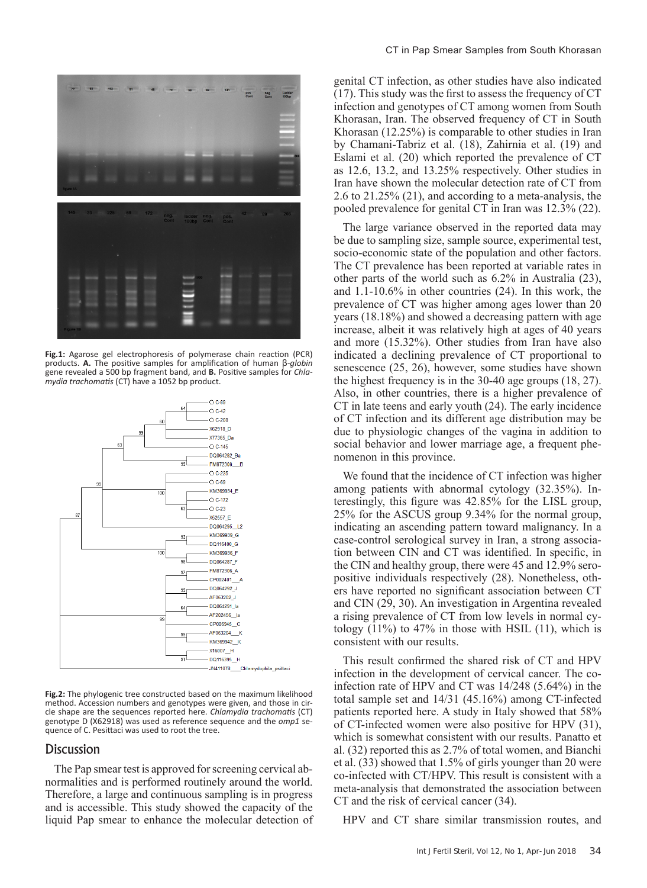**Fig.1:** Agarose gel electrophoresis of polymerase chain reaction (PCR) products. **A.** The positive samples for amplification of human β-*globin* gene revealed a 500 bp fragment band, and **B.** Positive samples for *Chlamydia trachomatis* (CT) have a 1052 bp product.

**Fig.2:** The phylogenic tree constructed based on the maximum likelihood method. Accession numbers and genotypes were given, and those in circle shape are the sequences reported here. *Chlamydia trachomatis* (CT) genotype D (X62918) was used as reference sequence and the *omp1* sequence of C. Pesittaci was used to root the tree.

## Discussion

The Pap smear test is approved for screening cervical abnormalities and is performed routinely around the world. Therefore, a large and continuous sampling is in progress and is accessible. This study showed the capacity of the liquid Pap smear to enhance the molecular detection of genital CT infection, as other studies have also indicated (17). This study was the first to assess the frequency of CT infection and genotypes of CT among women from South Khorasan, Iran. The observed frequency of CT in South Khorasan (12.25%) is comparable to other studies in Iran by Chamani-Tabriz et al. (18), Zahirnia et al. (19) and Eslami et al. (20) which reported the prevalence of CT as 12.6, 13.2, and 13.25% respectively. Other studies in Iran have shown the molecular detection rate of CT from 2.6 to 21.25% (21), and according to a meta-analysis, the pooled prevalence for genital CT in Iran was 12.3% (22).

The large variance observed in the reported data may be due to sampling size, sample source, experimental test, socio-economic state of the population and other factors. The CT prevalence has been reported at variable rates in other parts of the world such as 6.2% in Australia (23), and 1.1-10.6% in other countries (24). In this work, the prevalence of CT was higher among ages lower than 20 years (18.18%) and showed a decreasing pattern with age increase, albeit it was relatively high at ages of 40 years and more (15.32%). Other studies from Iran have also indicated a declining prevalence of CT proportional to senescence (25, 26), however, some studies have shown the highest frequency is in the 30-40 age groups (18, 27). Also, in other countries, there is a higher prevalence of CT in late teens and early youth (24). The early incidence of CT infection and its different age distribution may be due to physiologic changes of the vagina in addition to social behavior and lower marriage age, a frequent phenomenon in this province.

We found that the incidence of CT infection was higher among patients with abnormal cytology (32.35%). Interestingly, this figure was 42.85% for the LISL group, 25% for the ASCUS group 9.34% for the normal group, indicating an ascending pattern toward malignancy. In a case-control serological survey in Iran, a strong association between CIN and CT was identified. In specific, in the CIN and healthy group, there were 45 and 12.9% seropositive individuals respectively (28). Nonetheless, others have reported no significant association between CT and CIN (29, 30). An investigation in Argentina revealed a rising prevalence of CT from low levels in normal cytology (11%) to 47% in those with HSIL (11), which is consistent with our results.

This result confirmed the shared risk of CT and HPV infection in the development of cervical cancer. The coinfection rate of HPV and CT was 14/248 (5.64%) in the total sample set and 14/31 (45.16%) among CT-infected patients reported here. A study in Italy showed that 58% of CT-infected women were also positive for HPV (31), which is somewhat consistent with our results. Panatto et al. (32) reported this as 2.7% of total women, and Bianchi et al. (33) showed that 1.5% of girls younger than 20 were co-infected with CT/HPV. This result is consistent with a meta-analysis that demonstrated the association between CT and the risk of cervical cancer (34).

HPV and CT share similar transmission routes, and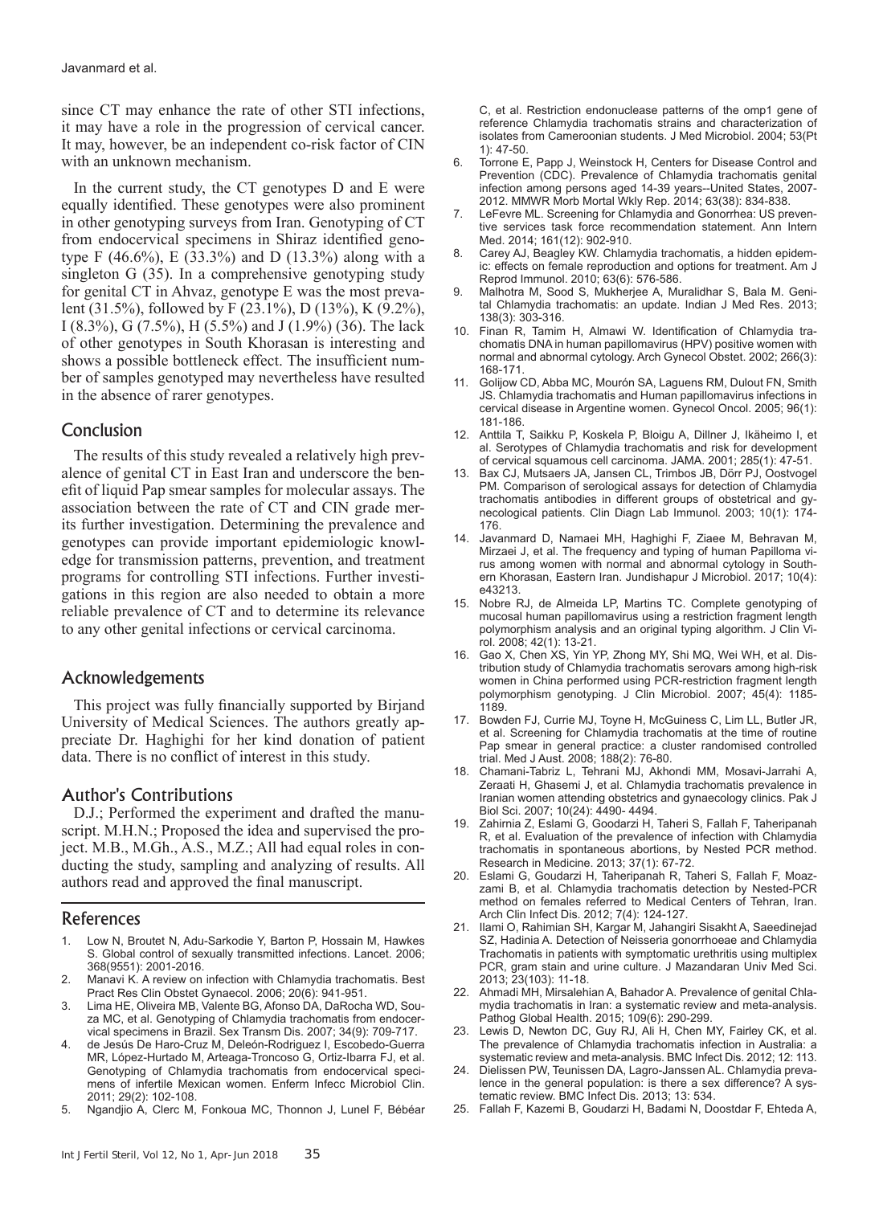since CT may enhance the rate of other STI infections, it may have a role in the progression of cervical cancer. It may, however, be an independent co-risk factor of CIN with an unknown mechanism.

In the current study, the CT genotypes D and E were equally identified. These genotypes were also prominent in other genotyping surveys from Iran. Genotyping of CT from endocervical specimens in Shiraz identified genotype F (46.6%), E (33.3%) and D (13.3%) along with a singleton G (35). In a comprehensive genotyping study for genital CT in Ahvaz, genotype E was the most prevalent (31.5%), followed by F (23.1%), D (13%), K (9.2%), I (8.3%), G (7.5%), H (5.5%) and J (1.9%) (36). The lack of other genotypes in South Khorasan is interesting and shows a possible bottleneck effect. The insufficient number of samples genotyped may nevertheless have resulted in the absence of rarer genotypes.

## Conclusion

The results of this study revealed a relatively high prevalence of genital CT in East Iran and underscore the benefit of liquid Pap smear samples for molecular assays. The association between the rate of CT and CIN grade merits further investigation. Determining the prevalence and genotypes can provide important epidemiologic knowledge for transmission patterns, prevention, and treatment programs for controlling STI infections. Further investigations in this region are also needed to obtain a more reliable prevalence of CT and to determine its relevance to any other genital infections or cervical carcinoma.

## Acknowledgements

This project was fully financially supported by Birjand University of Medical Sciences. The authors greatly appreciate Dr. Haghighi for her kind donation of patient data. There is no conflict of interest in this study.

## Author's Contributions

D.J.; Performed the experiment and drafted the manuscript. M.H.N.; Proposed the idea and supervised the project. M.B., M.Gh., A.S., M.Z.; All had equal roles in conducting the study, sampling and analyzing of results. All authors read and approved the final manuscript.

## References

1. Low N, Broutet N, Adu-Sarkodie Y, Barton P, Hossain M, Hawkes S. Global control of sexually transmitted infections. Lancet. 2006; 368(9551): 2001-2016.
2. Manavi K. A review on infection with Chlamydia trachomatis. Best Pract Res Clin Obstet Gynaecol. 2006; 20(6): 941-951.
3. Lima HE, Oliveira MB, Valente BG, Afonso DA, DaRocha WD, Souza MC, et al. Genotyping of Chlamydia trachomatis from endocervical specimens in Brazil. Sex Transm Dis. 2007; 34(9): 709-717.
4. de Jesús De Haro-Cruz M, Deleón-Rodriguez I, Escobedo-Guerra MR, López-Hurtado M, Arteaga-Troncoso G, Ortiz-Ibarra FJ, et al. Genotyping of Chlamydia trachomatis from endocervical specimens of infertile Mexican women. Enferm Infecc Microbiol Clin. 2011; 29(2): 102-108.
5. Ngandjio A, Clerc M, Fonkoua MC, Thonnon J, Lunel F, Bébéar C, et al. Restriction endonuclease patterns of the omp1 gene of reference Chlamydia trachomatis strains and characterization of isolates from Cameroonian students. J Med Microbiol. 2004; 53(Pt 1): 47-50.
6. Torrone E, Papp J, Weinstock H, Centers for Disease Control and Prevention (CDC). Prevalence of Chlamydia trachomatis genital infection among persons aged 14-39 years--United States, 2007-2012. MMWR Morb Mortal Wkly Rep. 2014; 63(38): 834-838.
7. LeFevre ML. Screening for Chlamydia and Gonorrhea: US preventive services task force recommendation statement. Ann Intern Med. 2014; 161(12): 902-910.
8. Carey AJ, Beagley KW. Chlamydia trachomatis, a hidden epidemic: effects on female reproduction and options for treatment. Am J Reprod Immunol. 2010; 63(6): 576-586.
9. Malhotra M, Sood S, Mukherjee A, Muralidhar S, Bala M. Genital Chlamydia trachomatis: an update. Indian J Med Res. 2013; 138(3): 303-316.
10. Finan R, Tamim H, Almawi W. Identification of Chlamydia trachomatis DNA in human papillomavirus (HPV) positive women with normal and abnormal cytology. Arch Gynecol Obstet. 2002; 266(3): 168-171.
11. Golijow CD, Abba MC, Mourón SA, Laguens RM, Dulout FN, Smith JS. Chlamydia trachomatis and Human papillomavirus infections in cervical disease in Argentine women. Gynecol Oncol. 2005; 96(1): 181-186.
12. Anttila T, Saikku P, Koskela P, Bloigu A, Dillner J, Ikäheimo I, et al. Serotypes of Chlamydia trachomatis and risk for development of cervical squamous cell carcinoma. JAMA. 2001; 285(1): 47-51.
13. Bax CJ, Mutsaers JA, Jansen CL, Trimbos JB, Dörr PJ, Oostvogel PM. Comparison of serological assays for detection of Chlamydia trachomatis antibodies in different groups of obstetrical and gynecological patients. Clin Diagn Lab Immunol. 2003; 10(1): 174-176.
14. Javanmard D, Namaei MH, Haghighi F, Ziaee M, Behravan M, Mirzaei J, et al. The frequency and typing of human Papilloma virus among women with normal and abnormal cytology in Southern Khorasan, Eastern Iran. Jundishapur J Microbiol. 2017; 10(4): e43213.
15. Nobre RJ, de Almeida LP, Martins TC. Complete genotyping of mucosal human papillomavirus using a restriction fragment length polymorphism analysis and an original typing algorithm. J Clin Virol. 2008; 42(1): 13-21.
16. Gao X, Chen XS, Yin YP, Zhong MY, Shi MQ, Wei WH, et al. Distribution study of Chlamydia trachomatis serovars among high-risk women in China performed using PCR-restriction fragment length polymorphism genotyping. J Clin Microbiol. 2007; 45(4): 1185-1189.
17. Bowden FJ, Currie MJ, Toyne H, McGuiness C, Lim LL, Butler JR, et al. Screening for Chlamydia trachomatis at the time of routine Pap smear in general practice: a cluster randomised controlled trial. Med J Aust. 2008; 188(2): 76-80.
18. Chamani-Tabriz L, Tehrani MJ, Akhondi MM, Mosavi-Jarrahi A, Zeraati H, Ghasemi J, et al. Chlamydia trachomatis prevalence in Iranian women attending obstetrics and gynaecology clinics. Pak J Biol Sci. 2007; 10(24): 4490- 4494.
19. Zahirnia Z, Eslami G, Goodarzi H, Taheri S, Fallah F, Taheripanah R, et al. Evaluation of the prevalence of infection with Chlamydia trachomatis in spontaneous abortions, by Nested PCR method. Research in Medicine. 2013; 37(1): 67-72.
20. Eslami G, Goudarzi H, Taheripanah R, Taheri S, Fallah F, Moazzami B, et al. Chlamydia trachomatis detection by Nested-PCR method on females referred to Medical Centers of Tehran, Iran. Arch Clin Infect Dis. 2012; 7(4): 124-127.
21. Ilami O, Rahimian SH, Kargar M, Jahangiri Sisakht A, Saeedinejad SZ, Hadinia A. Detection of Neisseria gonorrhoeae and Chlamydia Trachomatis in patients with symptomatic urethritis using multiplex PCR, gram stain and urine culture. J Mazandaran Univ Med Sci. 2013; 23(103): 11-18.
22. Ahmadi MH, Mirsalehian A, Bahador A. Prevalence of genital Chlamydia trachomatis in Iran: a systematic review and meta-analysis. Pathog Global Health. 2015; 109(6): 290-299.
23. Lewis D, Newton DC, Guy RJ, Ali H, Chen MY, Fairley CK, et al. The prevalence of Chlamydia trachomatis infection in Australia: a systematic review and meta-analysis. BMC Infect Dis. 2012; 12: 113.
24. Dielissen PW, Teunissen DA, Lagro-Janssen AL. Chlamydia prevalence in the general population: is there a sex difference? A systematic review. BMC Infect Dis. 2013; 13: 534.
25. Fallah F, Kazemi B, Goudarzi H, Badami N, Doostdar F, Ehteda A,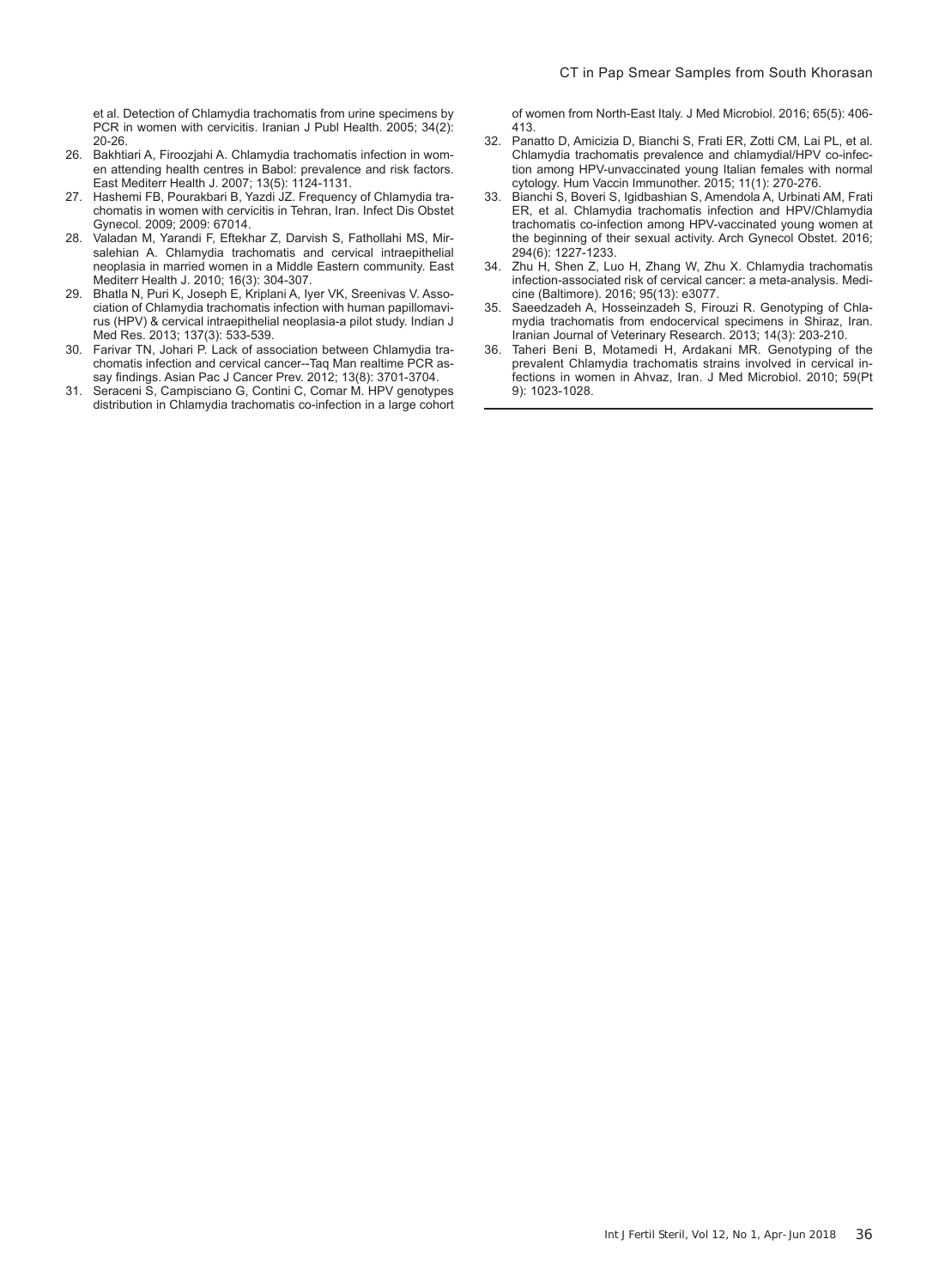et al. Detection of Chlamydia trachomatis from urine specimens by PCR in women with cervicitis. Iranian J Publ Health. 2005; 34(2): 20-26.

26. Bakhtiari A, Firoozjahi A. Chlamydia trachomatis infection in women attending health centres in Babol: prevalence and risk factors. East Mediterr Health J. 2007; 13(5): 1124-1131.
27. Hashemi FB, Pourakbari B, Yazdi JZ. Frequency of Chlamydia trachomatis in women with cervicitis in Tehran, Iran. Infect Dis Obstet Gynecol. 2009; 2009: 67014.
28. Valadan M, Yarandi F, Eftekhar Z, Darvish S, Fathollahi MS, Mirsalehian A. Chlamydia trachomatis and cervical intraepithelial neoplasia in married women in a Middle Eastern community. East Mediterr Health J. 2010; 16(3): 304-307.
29. Bhatla N, Puri K, Joseph E, Kriplani A, Iyer VK, Sreenivas V. Association of Chlamydia trachomatis infection with human papillomavirus (HPV) & cervical intraepithelial neoplasia-a pilot study. Indian J Med Res. 2013; 137(3): 533-539.
30. Farivar TN, Johari P. Lack of association between Chlamydia trachomatis infection and cervical cancer--Taq Man realtime PCR assay findings. Asian Pac J Cancer Prev. 2012; 13(8): 3701-3704.
31. Seraceni S, Campisciano G, Contini C, Comar M. HPV genotypes distribution in Chlamydia trachomatis co-infection in a large cohort of women from North-East Italy. J Med Microbiol. 2016; 65(5): 406-413.
32. Panatto D, Amicizia D, Bianchi S, Frati ER, Zotti CM, Lai PL, et al. Chlamydia trachomatis prevalence and chlamydial/HPV co-infection among HPV-unvaccinated young Italian females with normal cytology. Hum Vaccin Immunother. 2015; 11(1): 270-276.
33. Bianchi S, Boveri S, Igidbashian S, Amendola A, Urbinati AM, Frati ER, et al. Chlamydia trachomatis infection and HPV/Chlamydia trachomatis co-infection among HPV-vaccinated young women at the beginning of their sexual activity. Arch Gynecol Obstet. 2016; 294(6): 1227-1233.
34. Zhu H, Shen Z, Luo H, Zhang W, Zhu X. Chlamydia trachomatis infection-associated risk of cervical cancer: a meta-analysis. Medicine (Baltimore). 2016; 95(13): e3077.
35. Saeedzadeh A, Hosseinzadeh S, Firouzi R. Genotyping of Chlamydia trachomatis from endocervical specimens in Shiraz, Iran. Iranian Journal of Veterinary Research. 2013; 14(3): 203-210.
36. Taheri Beni B, Motamedi H, Ardakani MR. Genotyping of the prevalent Chlamydia trachomatis strains involved in cervical infections in women in Ahvaz, Iran. J Med Microbiol. 2010; 59(Pt 9): 1023-1028.